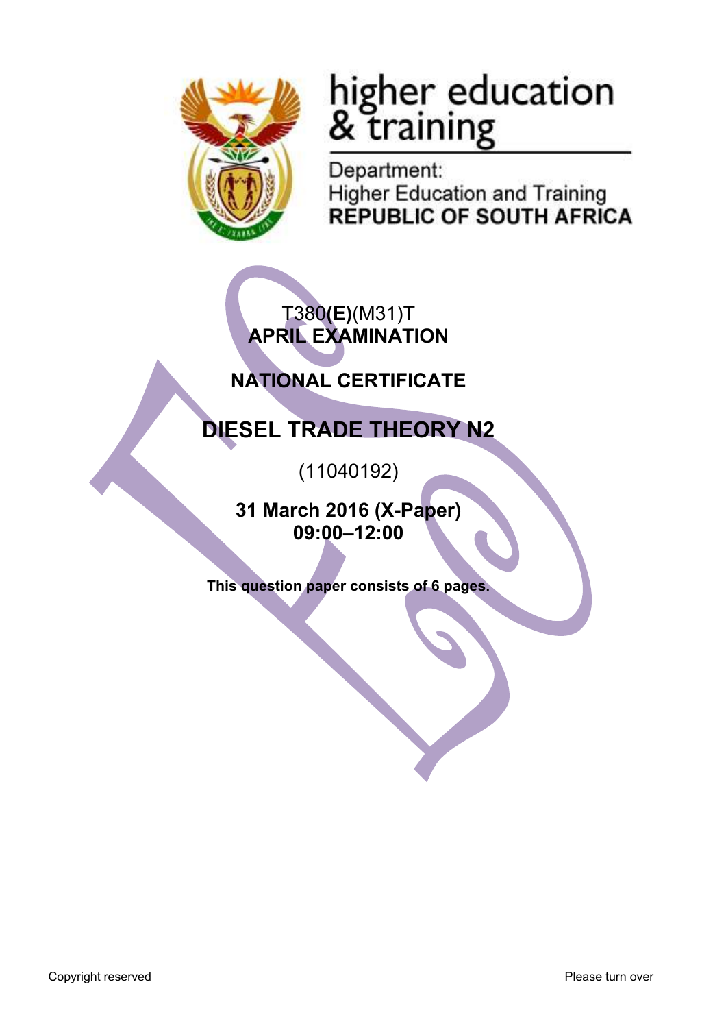higher education & training

Department:
Higher Education and Training
**REPUBLIC OF SOUTH AFRICA**

T380**(E)**(M31)T
**APRIL EXAMINATION**

**NATIONAL CERTIFICATE**

# DIESEL TRADE THEORY N2

(11040192)

**31 March 2016 (X-Paper)**
**09:00–12:00**

**This question paper consists of 6 pages.**

Copyright reserved

Please turn over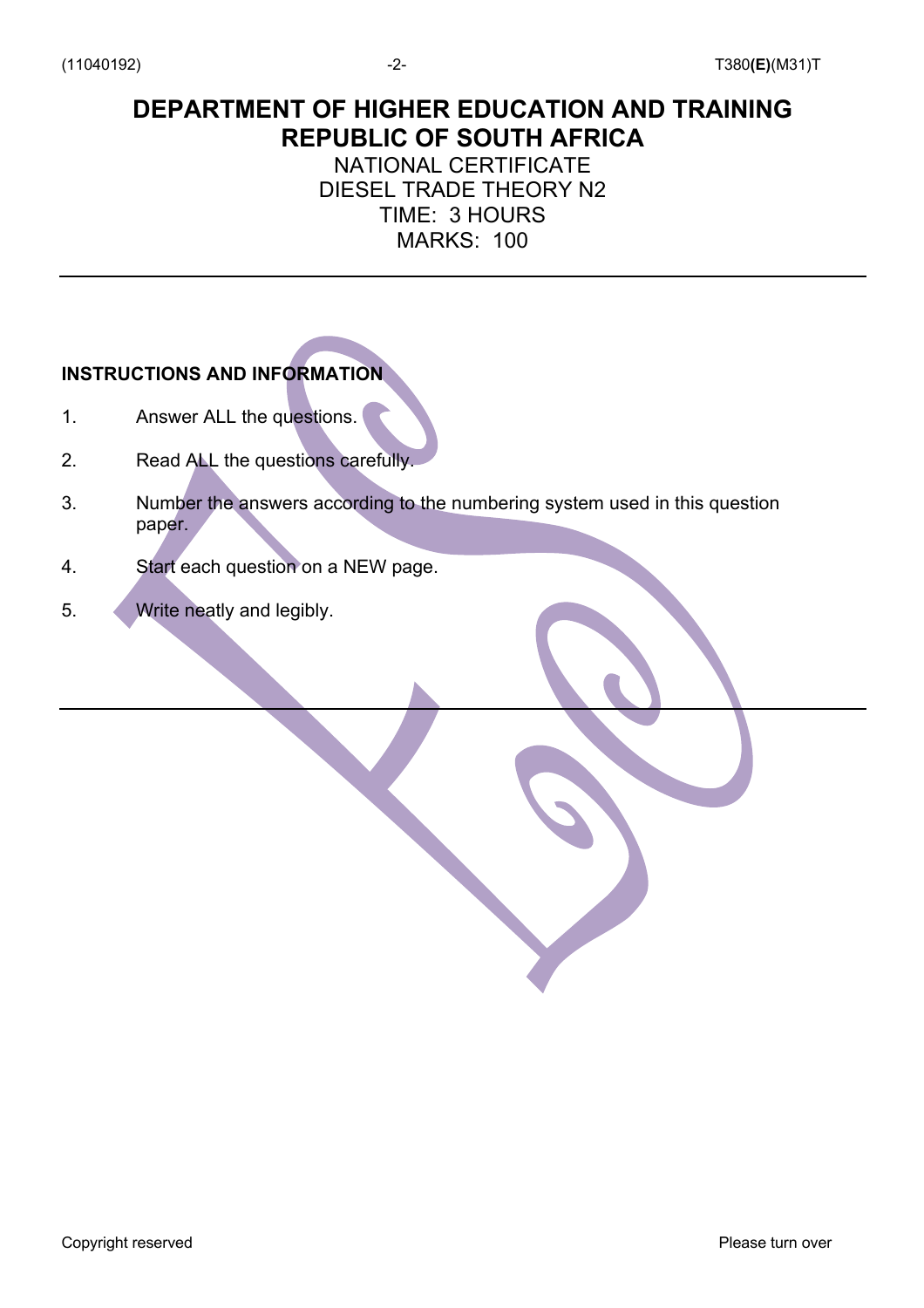# DEPARTMENT OF HIGHER EDUCATION AND TRAINING
# REPUBLIC OF SOUTH AFRICA

NATIONAL CERTIFICATE
DIESEL TRADE THEORY N2
TIME: 3 HOURS
MARKS: 100

---

**INSTRUCTIONS AND INFORMATION**

1. Answer ALL the questions.
2. Read ALL the questions carefully.
3. Number the answers according to the numbering system used in this question paper.
4. Start each question on a NEW page.
5. Write neatly and legibly.

---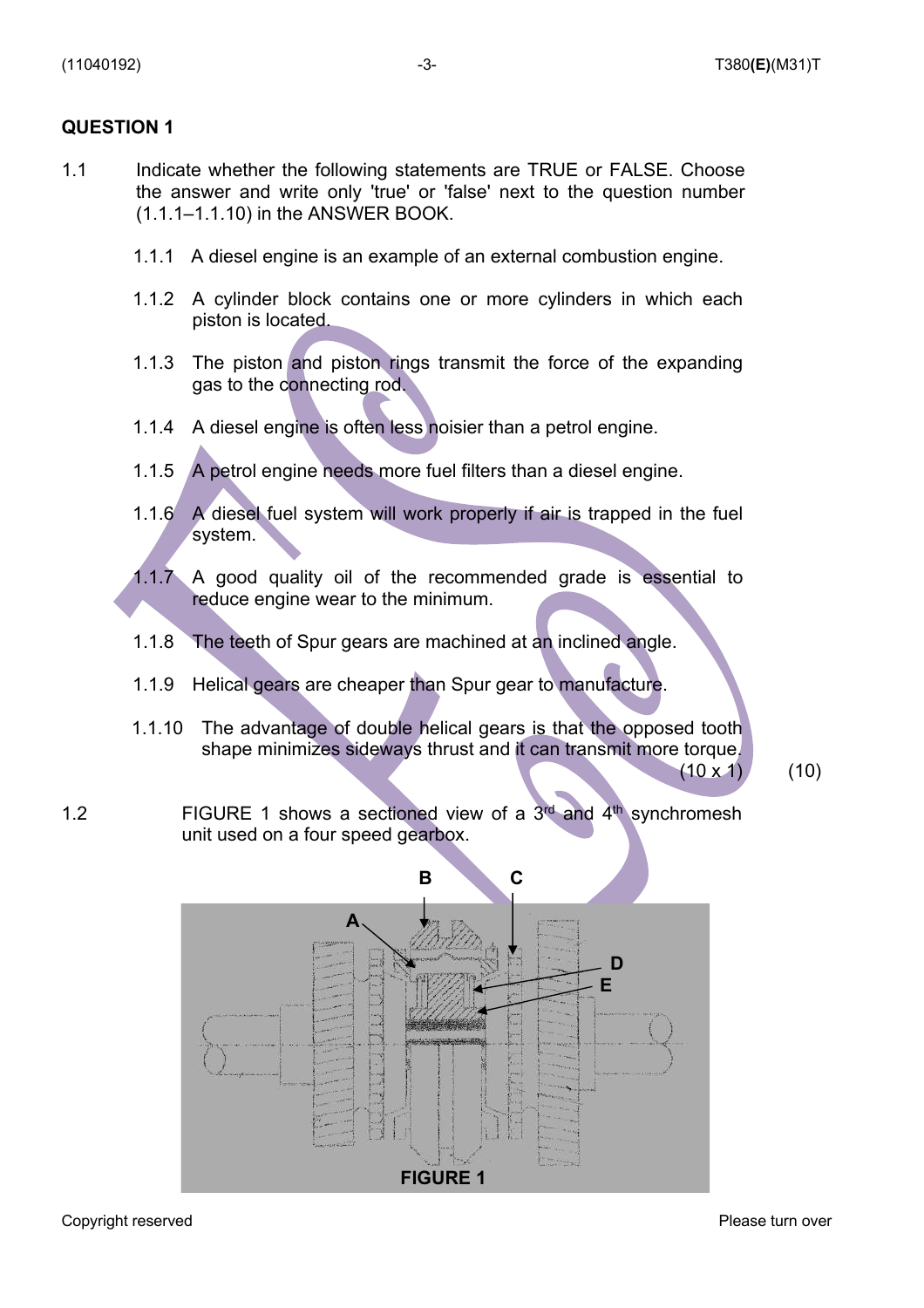## QUESTION 1

1.1 Indicate whether the following statements are TRUE or FALSE. Choose the answer and write only 'true' or 'false' next to the question number (1.1.1–1.1.10) in the ANSWER BOOK.

1.1.1 A diesel engine is an example of an external combustion engine.

1.1.2 A cylinder block contains one or more cylinders in which each piston is located.

1.1.3 The piston and piston rings transmit the force of the expanding gas to the connecting rod.

1.1.4 A diesel engine is often less noisier than a petrol engine.

1.1.5 A petrol engine needs more fuel filters than a diesel engine.

1.1.6 A diesel fuel system will work properly if air is trapped in the fuel system.

1.1.7 A good quality oil of the recommended grade is essential to reduce engine wear to the minimum.

1.1.8 The teeth of Spur gears are machined at an inclined angle.

1.1.9 Helical gears are cheaper than Spur gear to manufacture.

1.1.10 The advantage of double helical gears is that the opposed tooth shape minimizes sideways thrust and it can transmit more torque.

(10 x 1) (10)

1.2 FIGURE 1 shows a sectioned view of a 3rd and 4th synchromesh unit used on a four speed gearbox.

FIGURE 1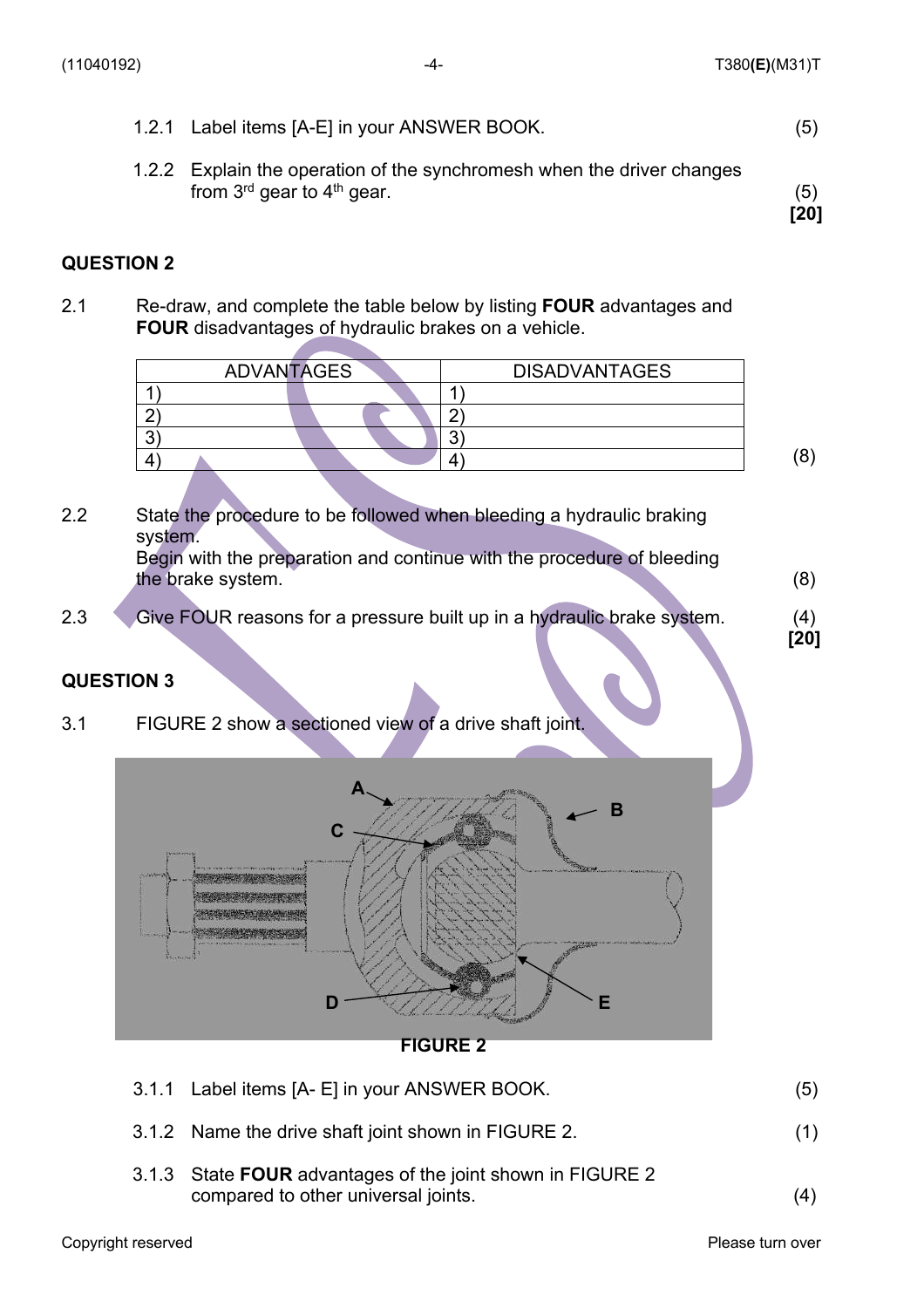1.2.1 Label items [A-E] in your ANSWER BOOK. (5)

1.2.2 Explain the operation of the synchromesh when the driver changes from 3rd gear to 4th gear. (5)
**[20]**

## QUESTION 2

2.1 Re-draw, and complete the table below by listing **FOUR** advantages and **FOUR** disadvantages of hydraulic brakes on a vehicle.

| ADVANTAGES | DISADVANTAGES |
|---|---|
| 1) | 1) |
| 2) | 2) |
| 3) | 3) |
| 4) | 4) |

(8)

2.2 State the procedure to be followed when bleeding a hydraulic braking system.
Begin with the preparation and continue with the procedure of bleeding the brake system. (8)

2.3 Give FOUR reasons for a pressure built up in a hydraulic brake system. (4)
**[20]**

## QUESTION 3

3.1 FIGURE 2 show a sectioned view of a drive shaft joint.

A B C D E

**FIGURE 2**

3.1.1 Label items [A- E] in your ANSWER BOOK. (5)

3.1.2 Name the drive shaft joint shown in FIGURE 2. (1)

3.1.3 State **FOUR** advantages of the joint shown in FIGURE 2 compared to other universal joints. (4)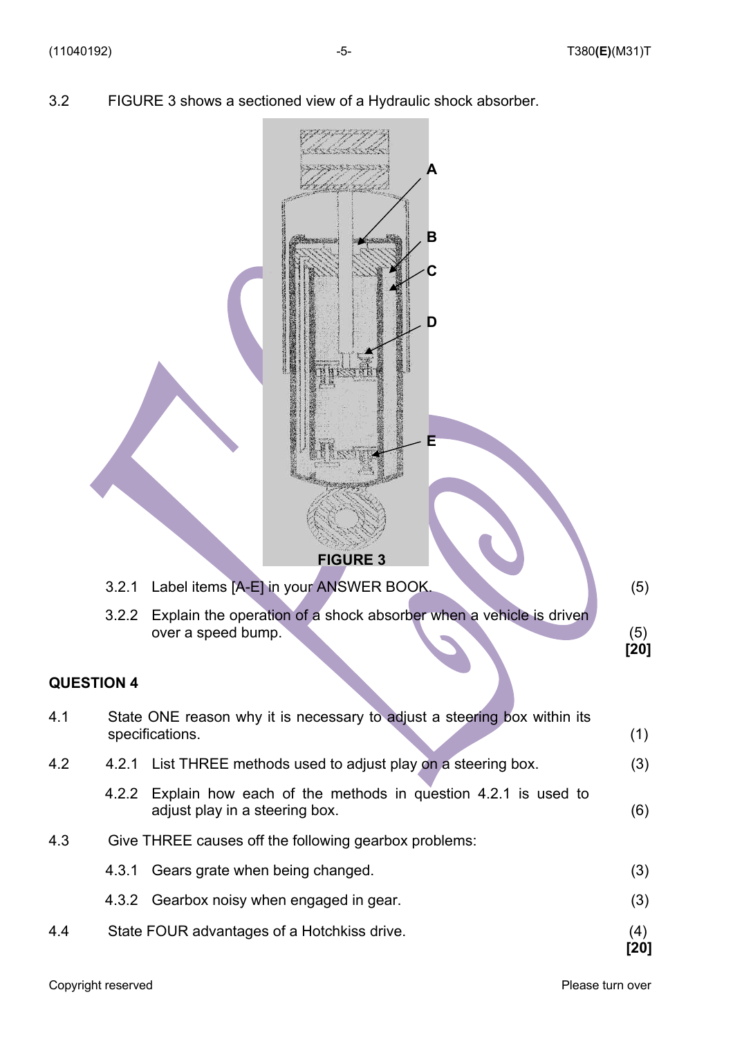3.2 FIGURE 3 shows a sectioned view of a Hydraulic shock absorber.

FIGURE 3

3.2.1 Label items [A-E] in your ANSWER BOOK. (5)

3.2.2 Explain the operation of a shock absorber when a vehicle is driven over a speed bump. (5)

**[20]**

## QUESTION 4

4.1 State ONE reason why it is necessary to adjust a steering box within its specifications. (1)

4.2 4.2.1 List THREE methods used to adjust play on a steering box. (3)

4.2.2 Explain how each of the methods in question 4.2.1 is used to adjust play in a steering box. (6)

4.3 Give THREE causes off the following gearbox problems:

4.3.1 Gears grate when being changed. (3)

4.3.2 Gearbox noisy when engaged in gear. (3)

4.4 State FOUR advantages of a Hotchkiss drive. (4)

**[20]**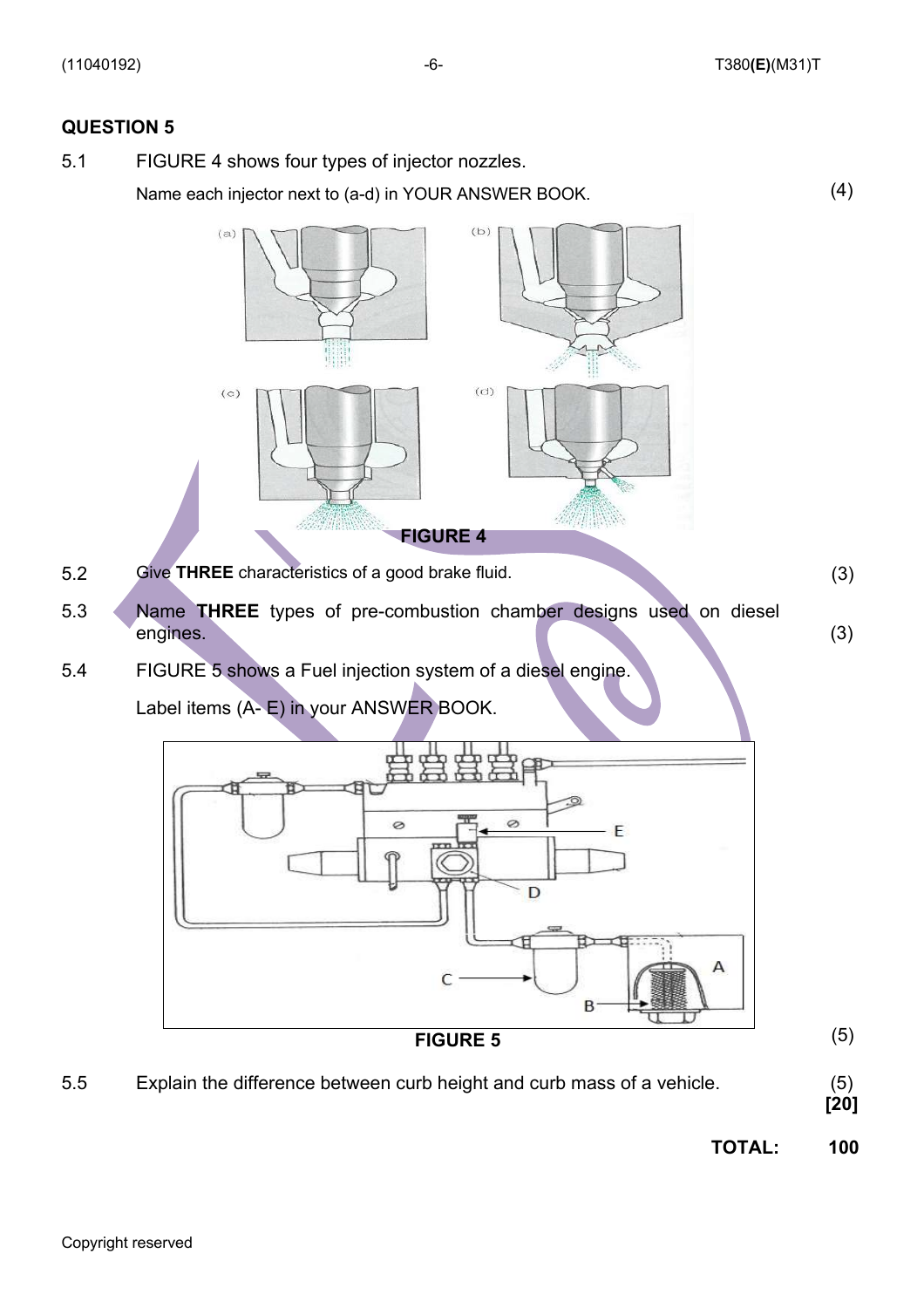## QUESTION 5

5.1 FIGURE 4 shows four types of injector nozzles.

Name each injector next to (a-d) in YOUR ANSWER BOOK. (4)

(a)

(b)

(c)

(d)

**FIGURE 4**

5.2 Give **THREE** characteristics of a good brake fluid. (3)

5.3 Name **THREE** types of pre-combustion chamber designs used on diesel engines. (3)

5.4 FIGURE 5 shows a Fuel injection system of a diesel engine.

Label items (A- E) in your ANSWER BOOK.

E

D

A

C

B

**FIGURE 5**

(5)

5.5 Explain the difference between curb height and curb mass of a vehicle. (5)

**[20]**

**TOTAL: 100**

Copyright reserved